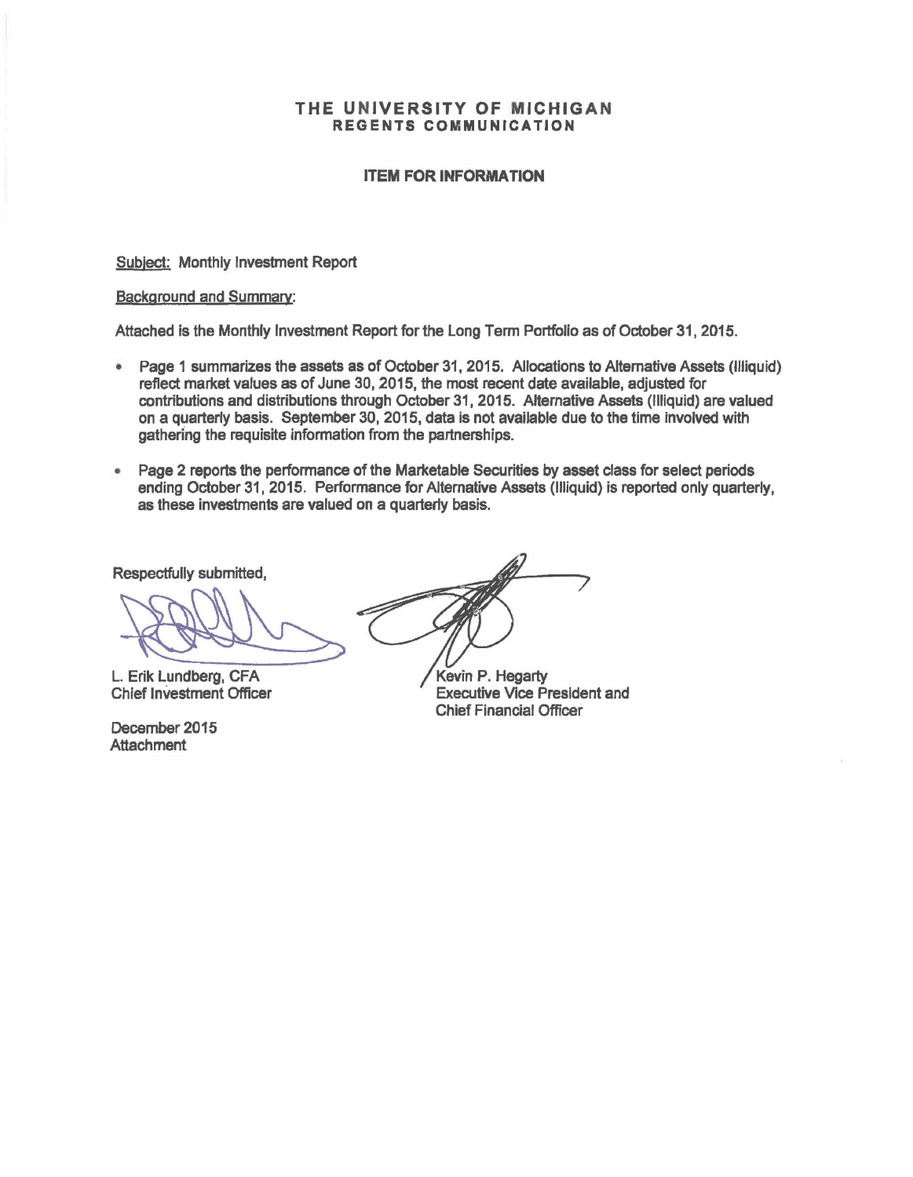# THE UNIVERSITY OF MICHIGAN
## REGENTS COMMUNICATION

### ITEM FOR INFORMATION

Subject: Monthly Investment Report

Background and Summary:

Attached is the Monthly Investment Report for the Long Term Portfolio as of October 31, 2015.

- Page 1 summarizes the assets as of October 31, 2015. Allocations to Alternative Assets (Illiquid) reflect market values as of June 30, 2015, the most recent date available, adjusted for contributions and distributions through October 31, 2015. Alternative Assets (Illiquid) are valued on a quarterly basis. September 30, 2015, data is not available due to the time involved with gathering the requisite information from the partnerships.
- Page 2 reports the performance of the Marketable Securities by asset class for select periods ending October 31, 2015. Performance for Alternative Assets (Illiquid) is reported only quarterly, as these investments are valued on a quarterly basis.

Respectfully submitted,

L. Erik Lundberg, CFA
Chief Investment Officer

Kevin P. Hegarty
Executive Vice President and
Chief Financial Officer

December 2015
Attachment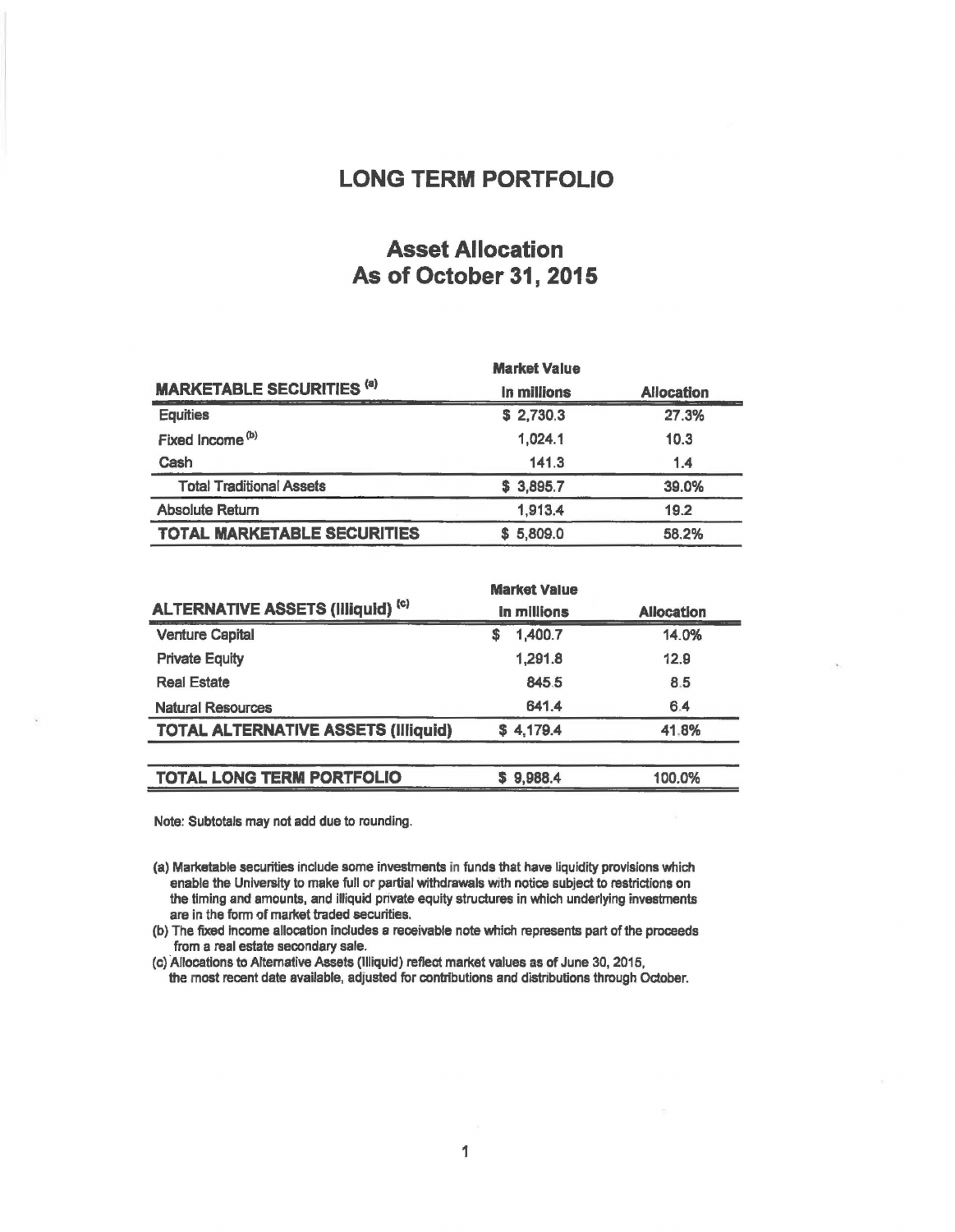# LONG TERM PORTFOLIO

## Asset Allocation
## As of October 31, 2015

| MARKETABLE SECURITIES [a] | Market Value In millions | Allocation |
|---|---|---|
| Equities | $ 2,730.3 | 27.3% |
| Fixed Income [b] | 1,024.1 | 10.3 |
| Cash | 141.3 | 1.4 |
| Total Traditional Assets | $ 3,895.7 | 39.0% |
| Absolute Return | 1,913.4 | 19.2 |
| **TOTAL MARKETABLE SECURITIES** | $ 5,809.0 | 58.2% |

| ALTERNATIVE ASSETS (Illiquid) [c] | Market Value In millions | Allocation |
|---|---|---|
| Venture Capital | $ 1,400.7 | 14.0% |
| Private Equity | 1,291.8 | 12.9 |
| Real Estate | 845.5 | 8.5 |
| Natural Resources | 641.4 | 6.4 |
| **TOTAL ALTERNATIVE ASSETS (Illiquid)** | $ 4,179.4 | 41.8% |
| | | |
| **TOTAL LONG TERM PORTFOLIO** | $ 9,988.4 | 100.0% |

Note: Subtotals may not add due to rounding.

(a) Marketable securities include some investments in funds that have liquidity provisions which enable the University to make full or partial withdrawals with notice subject to restrictions on the timing and amounts, and illiquid private equity structures in which underlying investments are in the form of market traded securities.

(b) The fixed income allocation includes a receivable note which represents part of the proceeds from a real estate secondary sale.

(c) Allocations to Alternative Assets (Illiquid) reflect market values as of June 30, 2015, the most recent date available, adjusted for contributions and distributions through October.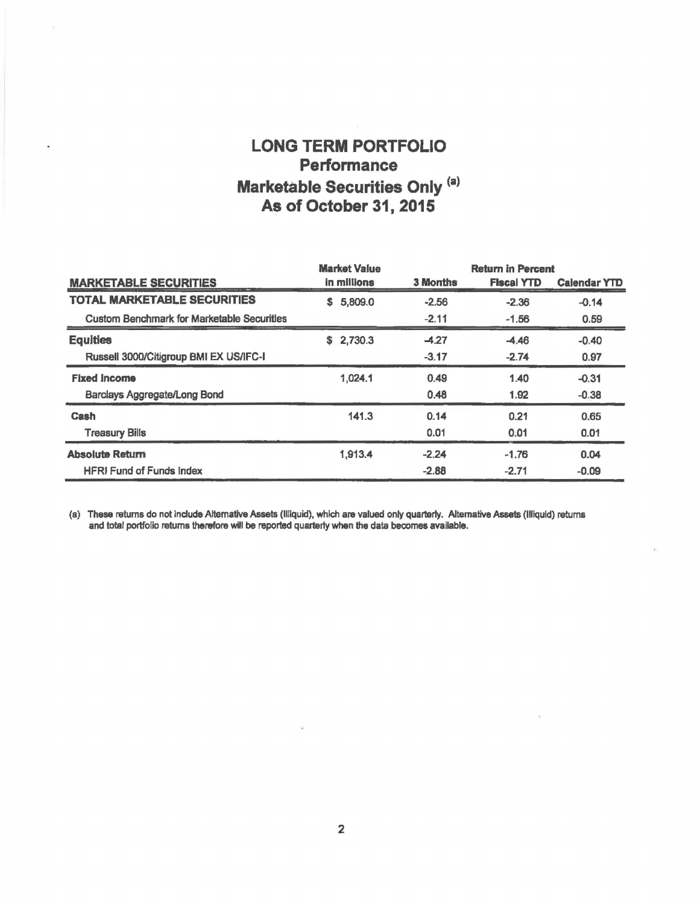# LONG TERM PORTFOLIO
## Performance
## Marketable Securities Only [(a)]
## As of October 31, 2015

| MARKETABLE SECURITIES | Market Value in millions | Return in Percent 3 Months | Fiscal YTD | Calendar YTD |
|---|---|---|---|---|
| **TOTAL MARKETABLE SECURITIES** | $ 5,809.0 | -2.56 | -2.36 | -0.14 |
| Custom Benchmark for Marketable Securities | | -2.11 | -1.56 | 0.59 |
| **Equities** | $ 2,730.3 | -4.27 | -4.46 | -0.40 |
| Russell 3000/Citigroup BMI EX US/IFC-I | | -3.17 | -2.74 | 0.97 |
| **Fixed Income** | 1,024.1 | 0.49 | 1.40 | -0.31 |
| Barclays Aggregate/Long Bond | | 0.48 | 1.92 | -0.38 |
| **Cash** | 141.3 | 0.14 | 0.21 | 0.65 |
| Treasury Bills | | 0.01 | 0.01 | 0.01 |
| **Absolute Return** | 1,913.4 | -2.24 | -1.76 | 0.04 |
| HFRI Fund of Funds Index | | -2.88 | -2.71 | -0.09 |

(a) These returns do not include Alternative Assets (Illiquid), which are valued only quarterly. Alternative Assets (Illiquid) returns and total portfolio returns therefore will be reported quarterly when the data becomes available.